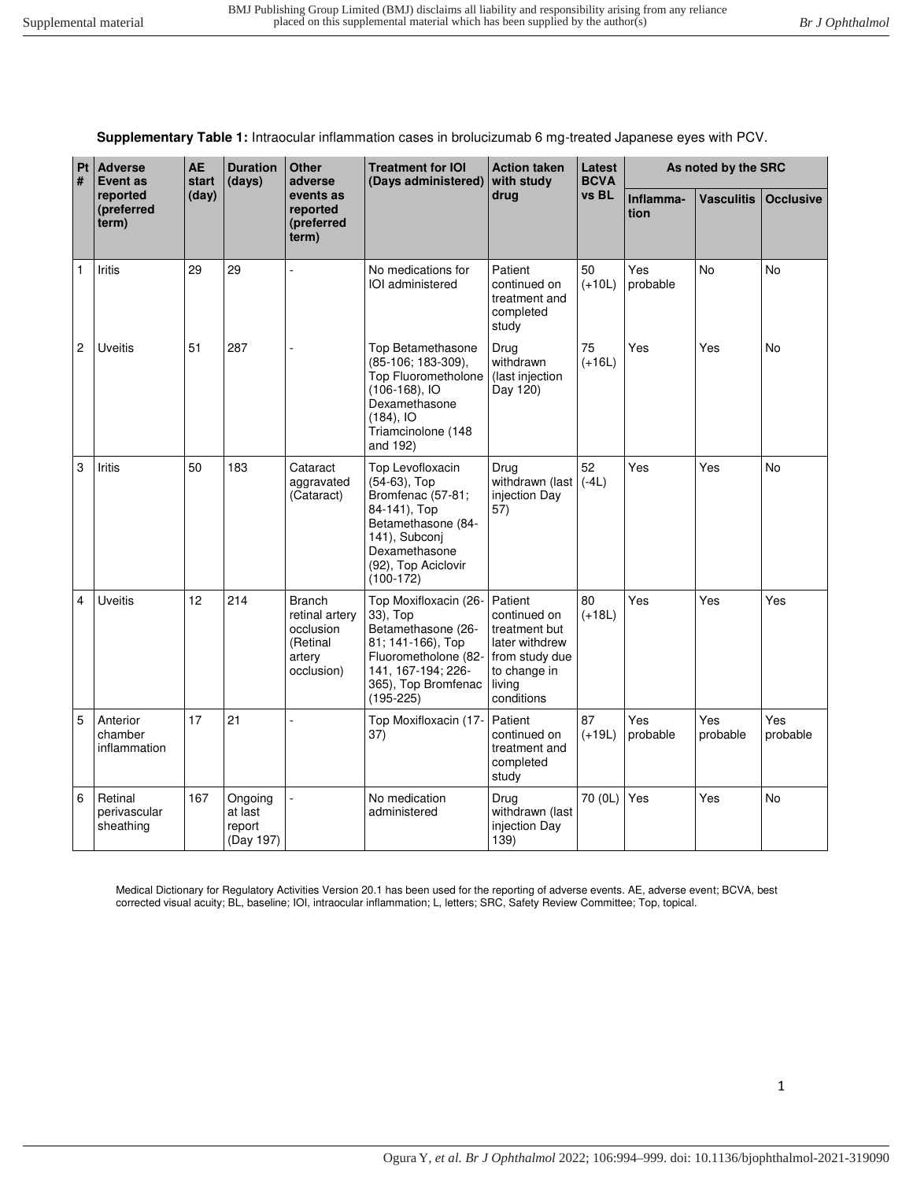**Supplementary Table 1:** Intraocular inflammation cases in brolucizumab 6 mg-treated Japanese eyes with PCV.

| Pt # | Adverse Event as reported (preferred term) | AE start (day) | Duration (days) | Other adverse events as reported (preferred term) | Treatment for IOI (Days administered) | Action taken with study drug | Latest BCVA vs BL | As noted by the SRC | | |
|---|---|---|---|---|---|---|---|---|---|---|
| | | | | | | | | Inflammation | Vasculitis | Occlusive |
| 1 | Iritis | 29 | 29 | - | No medications for IOI administered | Patient continued on treatment and completed study | 50 (+10L) | Yes probable | No | No |
| 2 | Uveitis | 51 | 287 | - | Top Betamethasone (85-106; 183-309), Top Fluorometholone (106-168), IO Dexamethasone (184), IO Triamcinolone (148 and 192) | Drug withdrawn (last injection Day 120) | 75 (+16L) | Yes | Yes | No |
| 3 | Iritis | 50 | 183 | Cataract aggravated (Cataract) | Top Levofloxacin (54-63), Top Bromfenac (57-81; 84-141), Top Betamethasone (84-141), Subconj Dexamethasone (92), Top Aciclovir (100-172) | Drug withdrawn (last injection Day 57) | 52 (-4L) | Yes | Yes | No |
| 4 | Uveitis | 12 | 214 | Branch retinal artery occlusion (Retinal artery occlusion) | Top Moxifloxacin (26-33), Top Betamethasone (26-81; 141-166), Top Fluorometholone (82-141, 167-194; 226-365), Top Bromfenac (195-225) | Patient continued on treatment but later withdrew from study due to change in living conditions | 80 (+18L) | Yes | Yes | Yes |
| 5 | Anterior chamber inflammation | 17 | 21 | - | Top Moxifloxacin (17-37) | Patient continued on treatment and completed study | 87 (+19L) | Yes probable | Yes probable | Yes probable |
| 6 | Retinal perivascular sheathing | 167 | Ongoing at last report (Day 197) | - | No medication administered | Drug withdrawn (last injection Day 139) | 70 (0L) | Yes | Yes | No |

Medical Dictionary for Regulatory Activities Version 20.1 has been used for the reporting of adverse events. AE, adverse event; BCVA, best corrected visual acuity; BL, baseline; IOI, intraocular inflammation; L, letters; SRC, Safety Review Committee; Top, topical.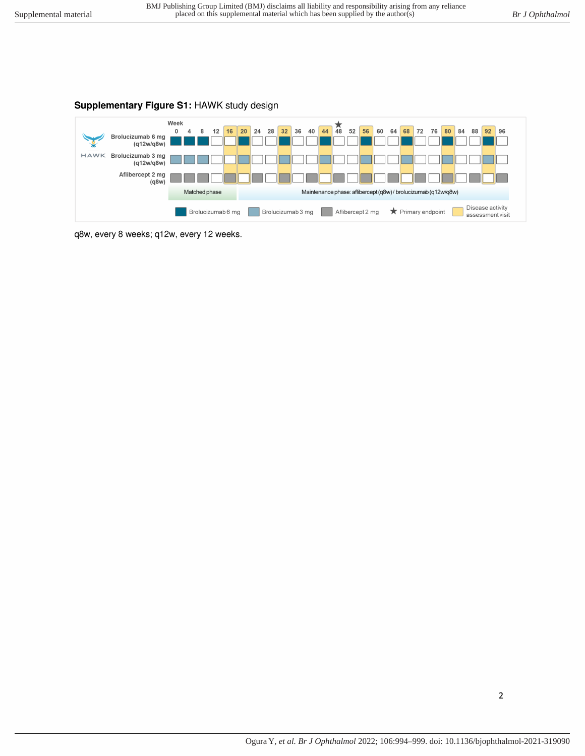**Supplementary Figure S1:** HAWK study design

HAWK

Week

0 4 8 12 16 20 24 28 32 36 40 44 48 52 56 60 64 68 72 76 80 84 88 92 96

Brolucizumab 6 mg (q12w/q8w)

Brolucizumab 3 mg (q12w/q8w)

Aflibercept 2 mg (q8w)

Matched phase

Maintenance phase: aflibercept (q8w) / brolucizumab (q12w/q8w)

Brolucizumab 6 mg

Brolucizumab 3 mg

Aflibercept 2 mg

★ Primary endpoint

Disease activity assessment visit

q8w, every 8 weeks; q12w, every 12 weeks.